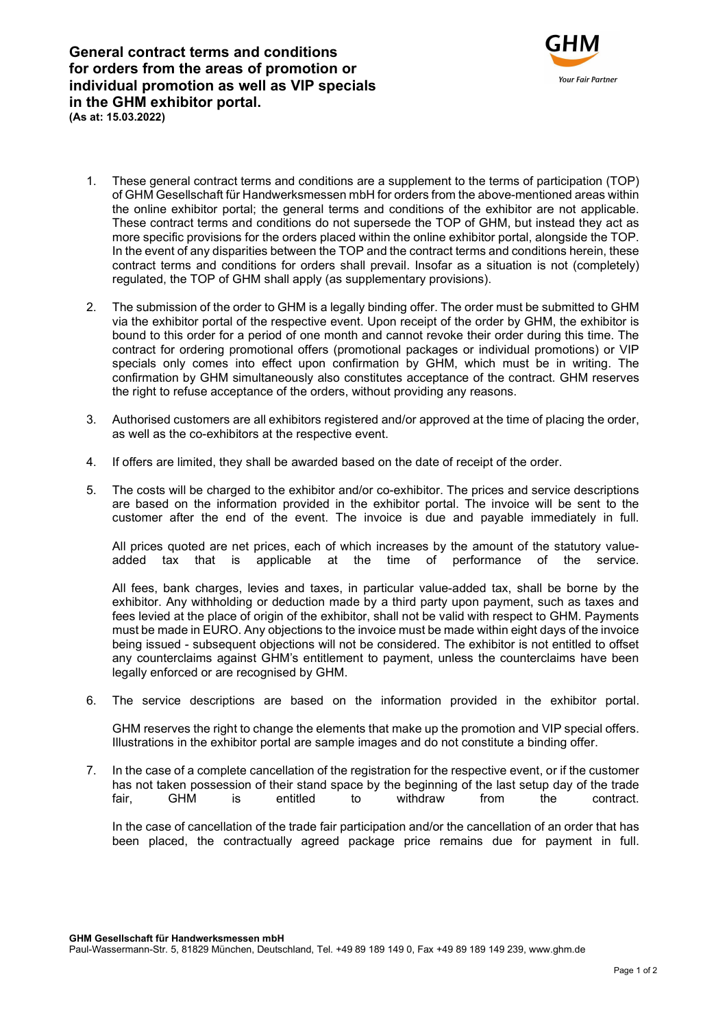# General contract terms and conditions for orders from the areas of promotion or individual promotion as well as VIP specials in the GHM exhibitor portal.

**(As at: 15.03.2022)**

1. These general contract terms and conditions are a supplement to the terms of participation (TOP) of GHM Gesellschaft für Handwerksmessen mbH for orders from the above-mentioned areas within the online exhibitor portal; the general terms and conditions of the exhibitor are not applicable. These contract terms and conditions do not supersede the TOP of GHM, but instead they act as more specific provisions for the orders placed within the online exhibitor portal, alongside the TOP. In the event of any disparities between the TOP and the contract terms and conditions herein, these contract terms and conditions for orders shall prevail. Insofar as a situation is not (completely) regulated, the TOP of GHM shall apply (as supplementary provisions).

2. The submission of the order to GHM is a legally binding offer. The order must be submitted to GHM via the exhibitor portal of the respective event. Upon receipt of the order by GHM, the exhibitor is bound to this order for a period of one month and cannot revoke their order during this time. The contract for ordering promotional offers (promotional packages or individual promotions) or VIP specials only comes into effect upon confirmation by GHM, which must be in writing. The confirmation by GHM simultaneously also constitutes acceptance of the contract. GHM reserves the right to refuse acceptance of the orders, without providing any reasons.

3. Authorised customers are all exhibitors registered and/or approved at the time of placing the order, as well as the co-exhibitors at the respective event.

4. If offers are limited, they shall be awarded based on the date of receipt of the order.

5. The costs will be charged to the exhibitor and/or co-exhibitor. The prices and service descriptions are based on the information provided in the exhibitor portal. The invoice will be sent to the customer after the end of the event. The invoice is due and payable immediately in full.

   All prices quoted are net prices, each of which increases by the amount of the statutory value-added tax that is applicable at the time of performance of the service.

   All fees, bank charges, levies and taxes, in particular value-added tax, shall be borne by the exhibitor. Any withholding or deduction made by a third party upon payment, such as taxes and fees levied at the place of origin of the exhibitor, shall not be valid with respect to GHM. Payments must be made in EURO. Any objections to the invoice must be made within eight days of the invoice being issued - subsequent objections will not be considered. The exhibitor is not entitled to offset any counterclaims against GHM's entitlement to payment, unless the counterclaims have been legally enforced or are recognised by GHM.

6. The service descriptions are based on the information provided in the exhibitor portal.

   GHM reserves the right to change the elements that make up the promotion and VIP special offers. Illustrations in the exhibitor portal are sample images and do not constitute a binding offer.

7. In the case of a complete cancellation of the registration for the respective event, or if the customer has not taken possession of their stand space by the beginning of the last setup day of the trade fair, GHM is entitled to withdraw from the contract.

   In the case of cancellation of the trade fair participation and/or the cancellation of an order that has been placed, the contractually agreed package price remains due for payment in full.

**GHM Gesellschaft für Handwerksmessen mbH**
Paul-Wassermann-Str. 5, 81829 München, Deutschland, Tel. +49 89 189 149 0, Fax +49 89 189 149 239, www.ghm.de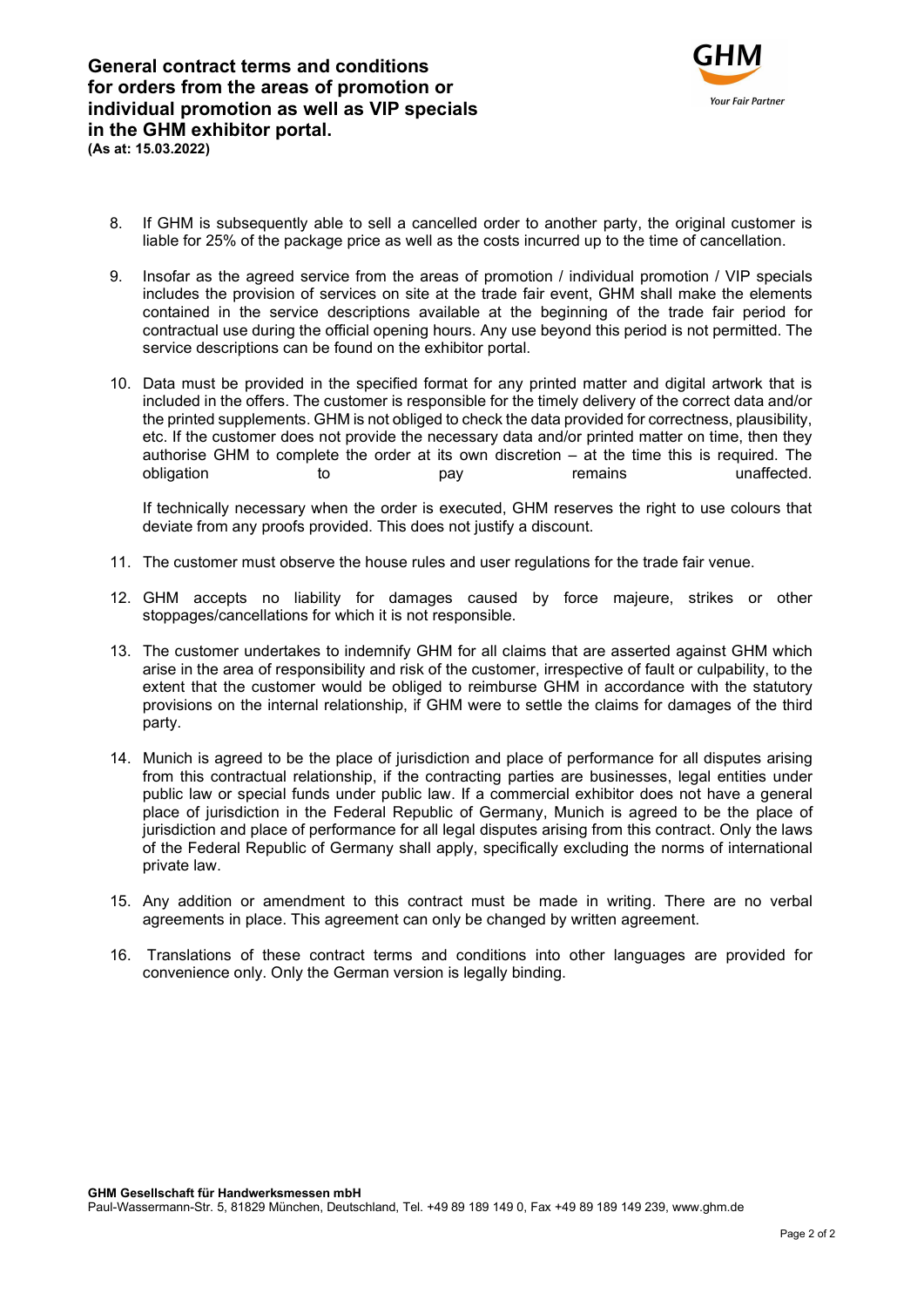**General contract terms and conditions for orders from the areas of promotion or individual promotion as well as VIP specials in the GHM exhibitor portal.**
**(As at: 15.03.2022)**

8. If GHM is subsequently able to sell a cancelled order to another party, the original customer is liable for 25% of the package price as well as the costs incurred up to the time of cancellation.

9. Insofar as the agreed service from the areas of promotion / individual promotion / VIP specials includes the provision of services on site at the trade fair event, GHM shall make the elements contained in the service descriptions available at the beginning of the trade fair period for contractual use during the official opening hours. Any use beyond this period is not permitted. The service descriptions can be found on the exhibitor portal.

10. Data must be provided in the specified format for any printed matter and digital artwork that is included in the offers. The customer is responsible for the timely delivery of the correct data and/or the printed supplements. GHM is not obliged to check the data provided for correctness, plausibility, etc. If the customer does not provide the necessary data and/or printed matter on time, then they authorise GHM to complete the order at its own discretion – at the time this is required. The obligation to pay remains unaffected.

    If technically necessary when the order is executed, GHM reserves the right to use colours that deviate from any proofs provided. This does not justify a discount.

11. The customer must observe the house rules and user regulations for the trade fair venue.

12. GHM accepts no liability for damages caused by force majeure, strikes or other stoppages/cancellations for which it is not responsible.

13. The customer undertakes to indemnify GHM for all claims that are asserted against GHM which arise in the area of responsibility and risk of the customer, irrespective of fault or culpability, to the extent that the customer would be obliged to reimburse GHM in accordance with the statutory provisions on the internal relationship, if GHM were to settle the claims for damages of the third party.

14. Munich is agreed to be the place of jurisdiction and place of performance for all disputes arising from this contractual relationship, if the contracting parties are businesses, legal entities under public law or special funds under public law. If a commercial exhibitor does not have a general place of jurisdiction in the Federal Republic of Germany, Munich is agreed to be the place of jurisdiction and place of performance for all legal disputes arising from this contract. Only the laws of the Federal Republic of Germany shall apply, specifically excluding the norms of international private law.

15. Any addition or amendment to this contract must be made in writing. There are no verbal agreements in place. This agreement can only be changed by written agreement.

16. Translations of these contract terms and conditions into other languages are provided for convenience only. Only the German version is legally binding.

**GHM Gesellschaft für Handwerksmessen mbH**
Paul-Wassermann-Str. 5, 81829 München, Deutschland, Tel. +49 89 189 149 0, Fax +49 89 189 149 239, www.ghm.de